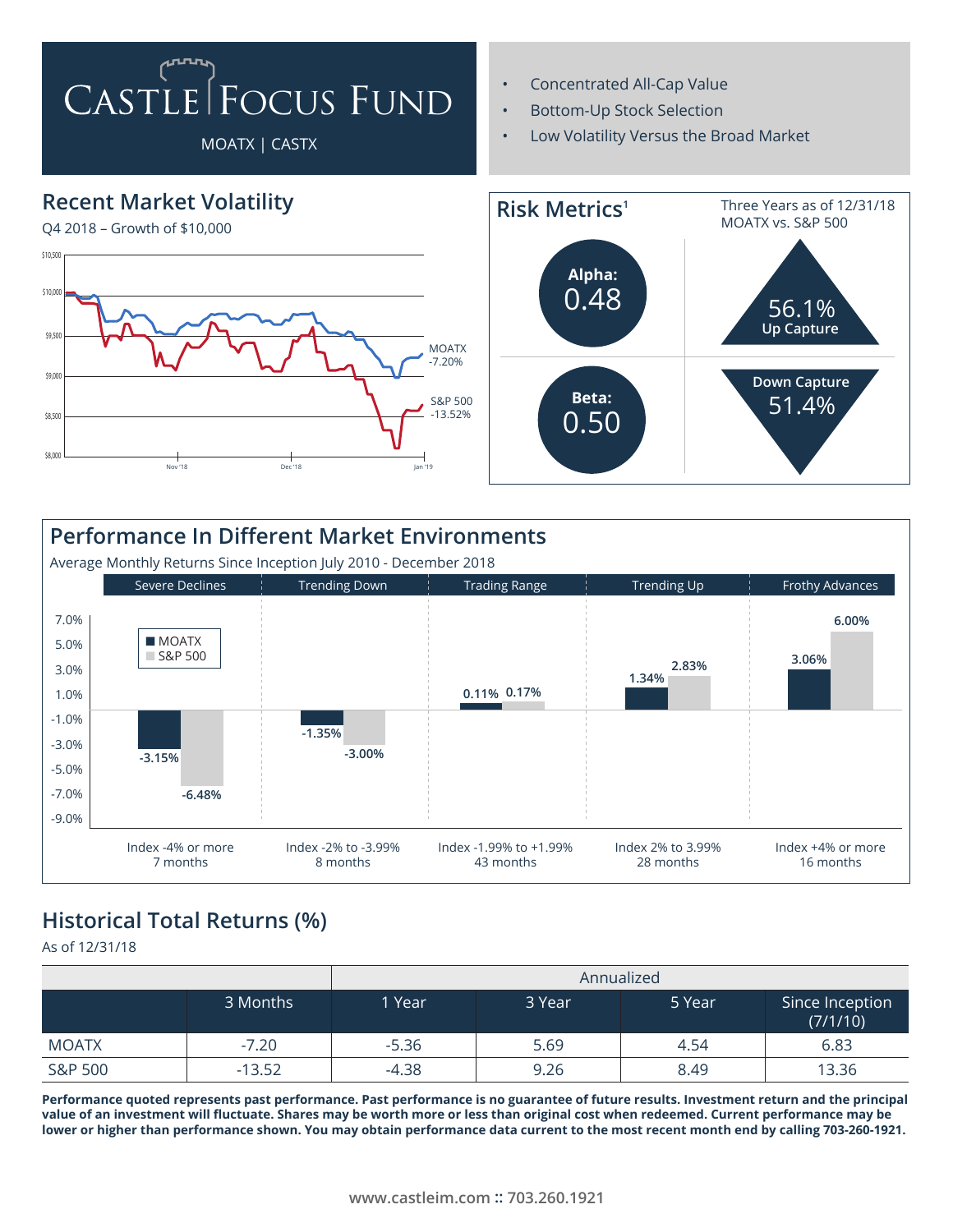# Castle Focus Fund

MOATX | CASTX

- Concentrated All-Cap Value
- Bottom-Up Stock Selection
- Low Volatility Versus the Broad Market

## Recent Market Volatility

Q4 2018 – Growth of $10,000

MOATX -7.20%

S&P 500 -13.52%

## Risk Metrics[1]

Three Years as of 12/31/18
MOATX vs. S&P 500

**Alpha:** 0.48

**Beta:** 0.50

56.1% Up Capture

Down Capture 51.4%

## Performance In Different Market Environments

Average Monthly Returns Since Inception July 2010 - December 2018

| | Severe Declines | Trending Down | Trading Range | Trending Up | Frothy Advances |
|---|---|---|---|---|---|
| MOATX | -3.15% | -1.35% | 0.11% | 1.34% | 3.06% |
| S&P 500 | -6.48% | -3.00% | 0.17% | 2.83% | 6.00% |
| | Index -4% or more<br>7 months | Index -2% to -3.99%<br>8 months | Index -1.99% to +1.99%<br>43 months | Index 2% to 3.99%<br>28 months | Index +4% or more<br>16 months |

## Historical Total Returns (%)

As of 12/31/18

| | | Annualized | | | |
|---|---|---|---|---|---|
| | 3 Months | 1 Year | 3 Year | 5 Year | Since Inception (7/1/10) |
| MOATX | -7.20 | -5.36 | 5.69 | 4.54 | 6.83 |
| S&P 500 | -13.52 | -4.38 | 9.26 | 8.49 | 13.36 |

**Performance quoted represents past performance. Past performance is no guarantee of future results. Investment return and the principal value of an investment will fluctuate. Shares may be worth more or less than original cost when redeemed. Current performance may be lower or higher than performance shown. You may obtain performance data current to the most recent month end by calling 703-260-1921.**

www.castleim.com :: 703.260.1921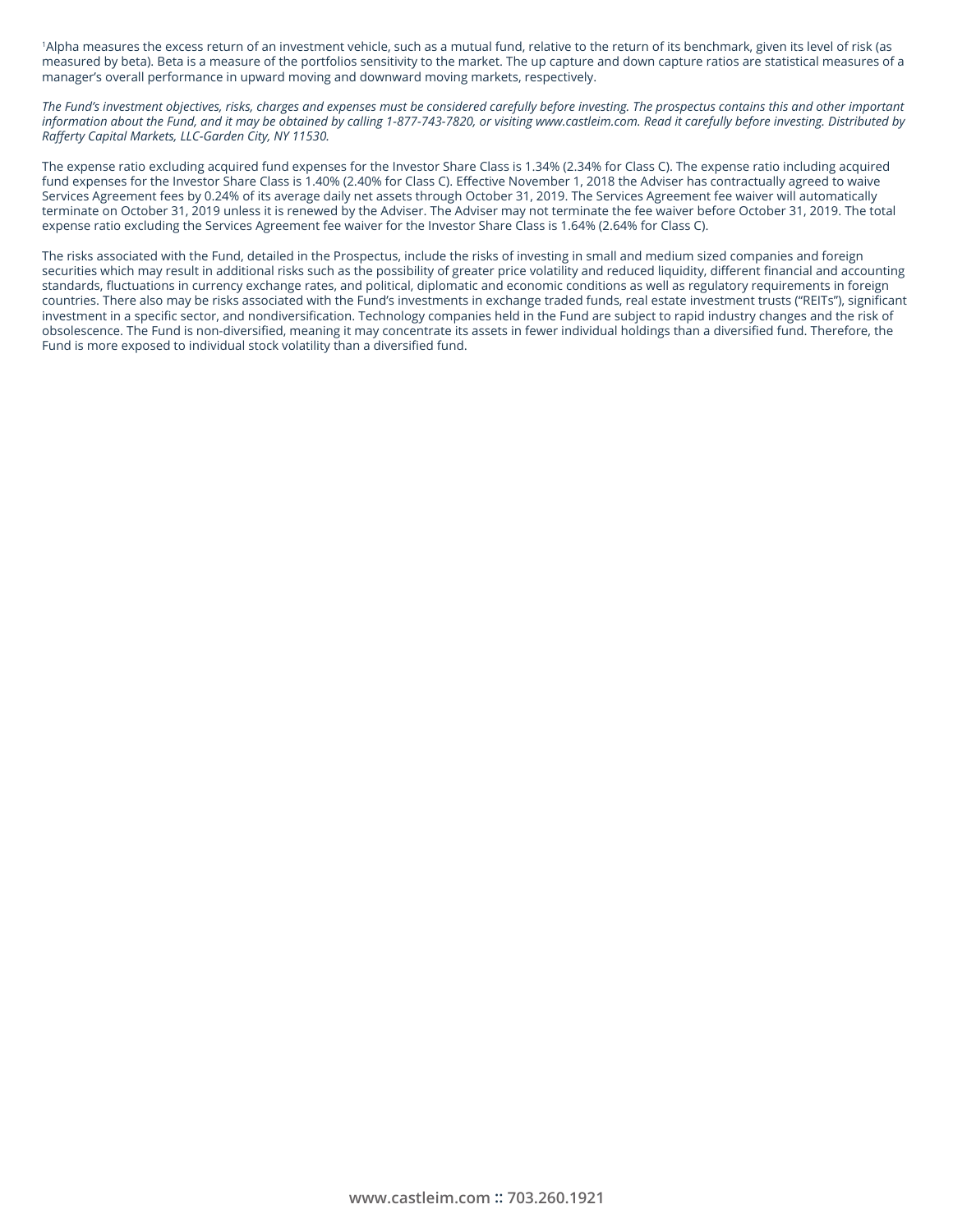[1]Alpha measures the excess return of an investment vehicle, such as a mutual fund, relative to the return of its benchmark, given its level of risk (as measured by beta). Beta is a measure of the portfolios sensitivity to the market. The up capture and down capture ratios are statistical measures of a manager's overall performance in upward moving and downward moving markets, respectively.

*The Fund's investment objectives, risks, charges and expenses must be considered carefully before investing. The prospectus contains this and other important information about the Fund, and it may be obtained by calling 1-877-743-7820, or visiting www.castleim.com. Read it carefully before investing. Distributed by Rafferty Capital Markets, LLC-Garden City, NY 11530.*

The expense ratio excluding acquired fund expenses for the Investor Share Class is 1.34% (2.34% for Class C). The expense ratio including acquired fund expenses for the Investor Share Class is 1.40% (2.40% for Class C). Effective November 1, 2018 the Adviser has contractually agreed to waive Services Agreement fees by 0.24% of its average daily net assets through October 31, 2019. The Services Agreement fee waiver will automatically terminate on October 31, 2019 unless it is renewed by the Adviser. The Adviser may not terminate the fee waiver before October 31, 2019. The total expense ratio excluding the Services Agreement fee waiver for the Investor Share Class is 1.64% (2.64% for Class C).

The risks associated with the Fund, detailed in the Prospectus, include the risks of investing in small and medium sized companies and foreign securities which may result in additional risks such as the possibility of greater price volatility and reduced liquidity, different financial and accounting standards, fluctuations in currency exchange rates, and political, diplomatic and economic conditions as well as regulatory requirements in foreign countries. There also may be risks associated with the Fund's investments in exchange traded funds, real estate investment trusts ("REITs"), significant investment in a specific sector, and nondiversification. Technology companies held in the Fund are subject to rapid industry changes and the risk of obsolescence. The Fund is non-diversified, meaning it may concentrate its assets in fewer individual holdings than a diversified fund. Therefore, the Fund is more exposed to individual stock volatility than a diversified fund.

**www.castleim.com :: 703.260.1921**